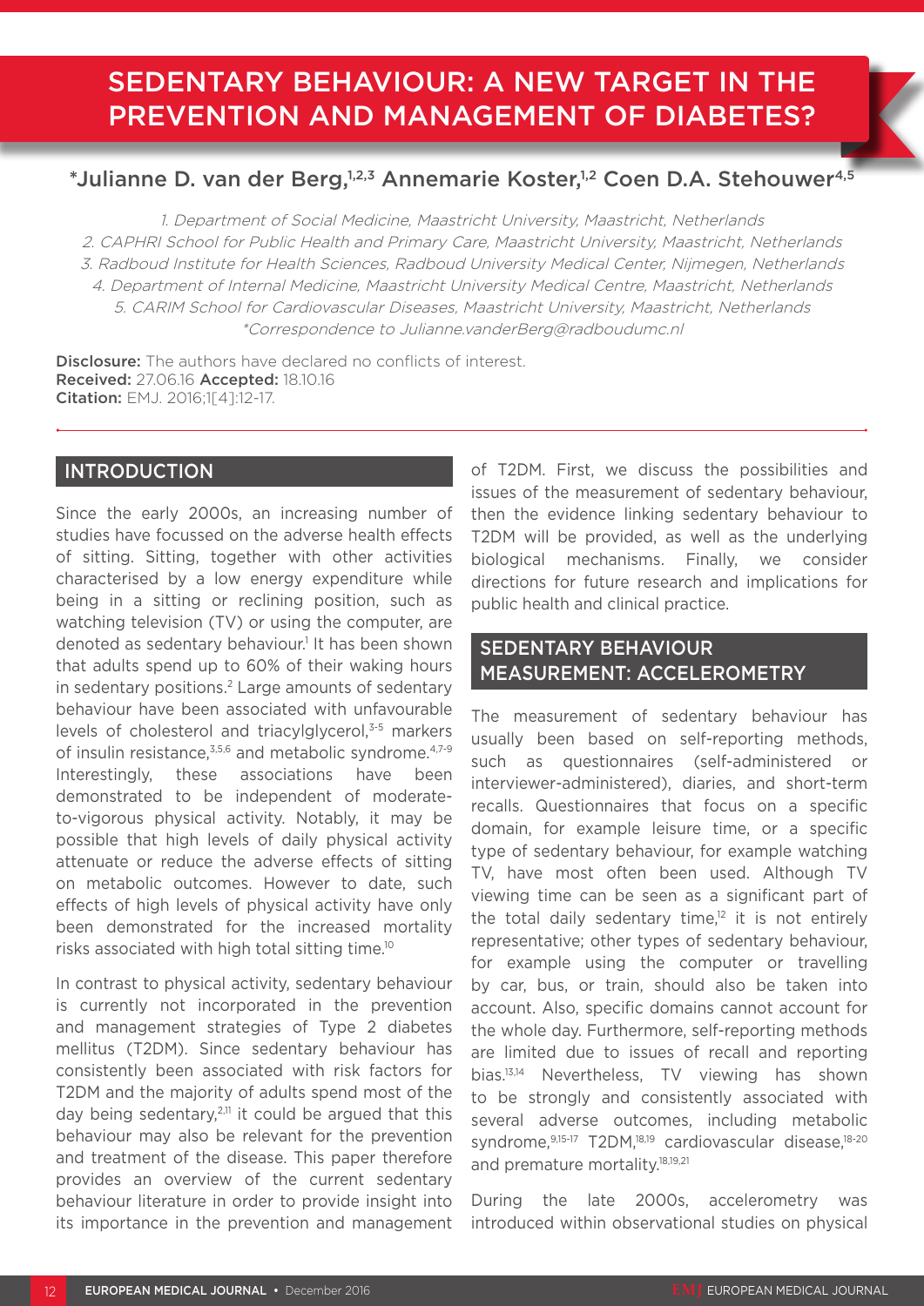# SEDENTARY BEHAVIOUR: A NEW TARGET IN THE PREVENTION AND MANAGEMENT OF DIABETES?

**\*Julianne D. van der Berg,[1,2,3] Annemarie Koster,[1,2] Coen D.A. Stehouwer[4,5]**

*1. Department of Social Medicine, Maastricht University, Maastricht, Netherlands*
*2. CAPHRI School for Public Health and Primary Care, Maastricht University, Maastricht, Netherlands*
*3. Radboud Institute for Health Sciences, Radboud University Medical Center, Nijmegen, Netherlands*
*4. Department of Internal Medicine, Maastricht University Medical Centre, Maastricht, Netherlands*
*5. CARIM School for Cardiovascular Diseases, Maastricht University, Maastricht, Netherlands*
*\*Correspondence to Julianne.vanderBerg@radboudumc.nl*

**Disclosure:** The authors have declared no conflicts of interest.
**Received:** 27.06.16 **Accepted:** 18.10.16
**Citation:** EMJ. 2016;1[4]:12-17.

## INTRODUCTION

Since the early 2000s, an increasing number of studies have focussed on the adverse health effects of sitting. Sitting, together with other activities characterised by a low energy expenditure while being in a sitting or reclining position, such as watching television (TV) or using the computer, are denoted as sedentary behaviour.[1] It has been shown that adults spend up to 60% of their waking hours in sedentary positions.[2] Large amounts of sedentary behaviour have been associated with unfavourable levels of cholesterol and triacylglycerol,[3-5] markers of insulin resistance,[3,5,6] and metabolic syndrome.[4,7-9] Interestingly, these associations have been demonstrated to be independent of moderate-to-vigorous physical activity. Notably, it may be possible that high levels of daily physical activity attenuate or reduce the adverse effects of sitting on metabolic outcomes. However to date, such effects of high levels of physical activity have only been demonstrated for the increased mortality risks associated with high total sitting time.[10]

In contrast to physical activity, sedentary behaviour is currently not incorporated in the prevention and management strategies of Type 2 diabetes mellitus (T2DM). Since sedentary behaviour has consistently been associated with risk factors for T2DM and the majority of adults spend most of the day being sedentary,[2,11] it could be argued that this behaviour may also be relevant for the prevention and treatment of the disease. This paper therefore provides an overview of the current sedentary behaviour literature in order to provide insight into its importance in the prevention and management of T2DM. First, we discuss the possibilities and issues of the measurement of sedentary behaviour, then the evidence linking sedentary behaviour to T2DM will be provided, as well as the underlying biological mechanisms. Finally, we consider directions for future research and implications for public health and clinical practice.

## SEDENTARY BEHAVIOUR MEASUREMENT: ACCELEROMETRY

The measurement of sedentary behaviour has usually been based on self-reporting methods, such as questionnaires (self-administered or interviewer-administered), diaries, and short-term recalls. Questionnaires that focus on a specific domain, for example leisure time, or a specific type of sedentary behaviour, for example watching TV, have most often been used. Although TV viewing time can be seen as a significant part of the total daily sedentary time,[12] it is not entirely representative; other types of sedentary behaviour, for example using the computer or travelling by car, bus, or train, should also be taken into account. Also, specific domains cannot account for the whole day. Furthermore, self-reporting methods are limited due to issues of recall and reporting bias.[13,14] Nevertheless, TV viewing has shown to be strongly and consistently associated with several adverse outcomes, including metabolic syndrome,[9,15-17] T2DM,[18,19] cardiovascular disease,[18-20] and premature mortality.[18,19,21]

During the late 2000s, accelerometry was introduced within observational studies on physical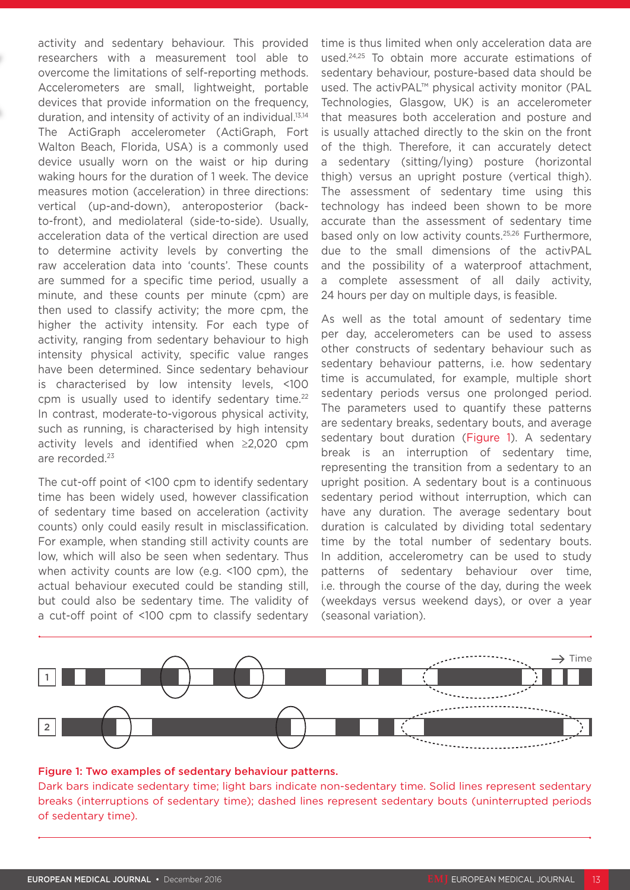activity and sedentary behaviour. This provided researchers with a measurement tool able to overcome the limitations of self-reporting methods. Accelerometers are small, lightweight, portable devices that provide information on the frequency, duration, and intensity of activity of an individual.[13,14] The ActiGraph accelerometer (ActiGraph, Fort Walton Beach, Florida, USA) is a commonly used device usually worn on the waist or hip during waking hours for the duration of 1 week. The device measures motion (acceleration) in three directions: vertical (up-and-down), anteroposterior (back-to-front), and mediolateral (side-to-side). Usually, acceleration data of the vertical direction are used to determine activity levels by converting the raw acceleration data into 'counts'. These counts are summed for a specific time period, usually a minute, and these counts per minute (cpm) are then used to classify activity; the more cpm, the higher the activity intensity. For each type of activity, ranging from sedentary behaviour to high intensity physical activity, specific value ranges have been determined. Since sedentary behaviour is characterised by low intensity levels, <100 cpm is usually used to identify sedentary time.[22] In contrast, moderate-to-vigorous physical activity, such as running, is characterised by high intensity activity levels and identified when ≥2,020 cpm are recorded.[23]

The cut-off point of <100 cpm to identify sedentary time has been widely used, however classification of sedentary time based on acceleration (activity counts) only could easily result in misclassification. For example, when standing still activity counts are low, which will also be seen when sedentary. Thus when activity counts are low (e.g. <100 cpm), the actual behaviour executed could be standing still, but could also be sedentary time. The validity of a cut-off point of <100 cpm to classify sedentary time is thus limited when only acceleration data are used.[24,25] To obtain more accurate estimations of sedentary behaviour, posture-based data should be used. The activPAL™ physical activity monitor (PAL Technologies, Glasgow, UK) is an accelerometer that measures both acceleration and posture and is usually attached directly to the skin on the front of the thigh. Therefore, it can accurately detect a sedentary (sitting/lying) posture (horizontal thigh) versus an upright posture (vertical thigh). The assessment of sedentary time using this technology has indeed been shown to be more accurate than the assessment of sedentary time based only on low activity counts.[25,26] Furthermore, due to the small dimensions of the activPAL and the possibility of a waterproof attachment, a complete assessment of all daily activity, 24 hours per day on multiple days, is feasible.

As well as the total amount of sedentary time per day, accelerometers can be used to assess other constructs of sedentary behaviour such as sedentary behaviour patterns, i.e. how sedentary time is accumulated, for example, multiple short sedentary periods versus one prolonged period. The parameters used to quantify these patterns are sedentary breaks, sedentary bouts, and average sedentary bout duration (Figure 1). A sedentary break is an interruption of sedentary time, representing the transition from a sedentary to an upright position. A sedentary bout is a continuous sedentary period without interruption, which can have any duration. The average sedentary bout duration is calculated by dividing total sedentary time by the total number of sedentary bouts. In addition, accelerometry can be used to study patterns of sedentary behaviour over time, i.e. through the course of the day, during the week (weekdays versus weekend days), or over a year (seasonal variation).

Figure 1: Two examples of sedentary behaviour patterns.
Dark bars indicate sedentary time; light bars indicate non-sedentary time. Solid lines represent sedentary breaks (interruptions of sedentary time); dashed lines represent sedentary bouts (uninterrupted periods of sedentary time).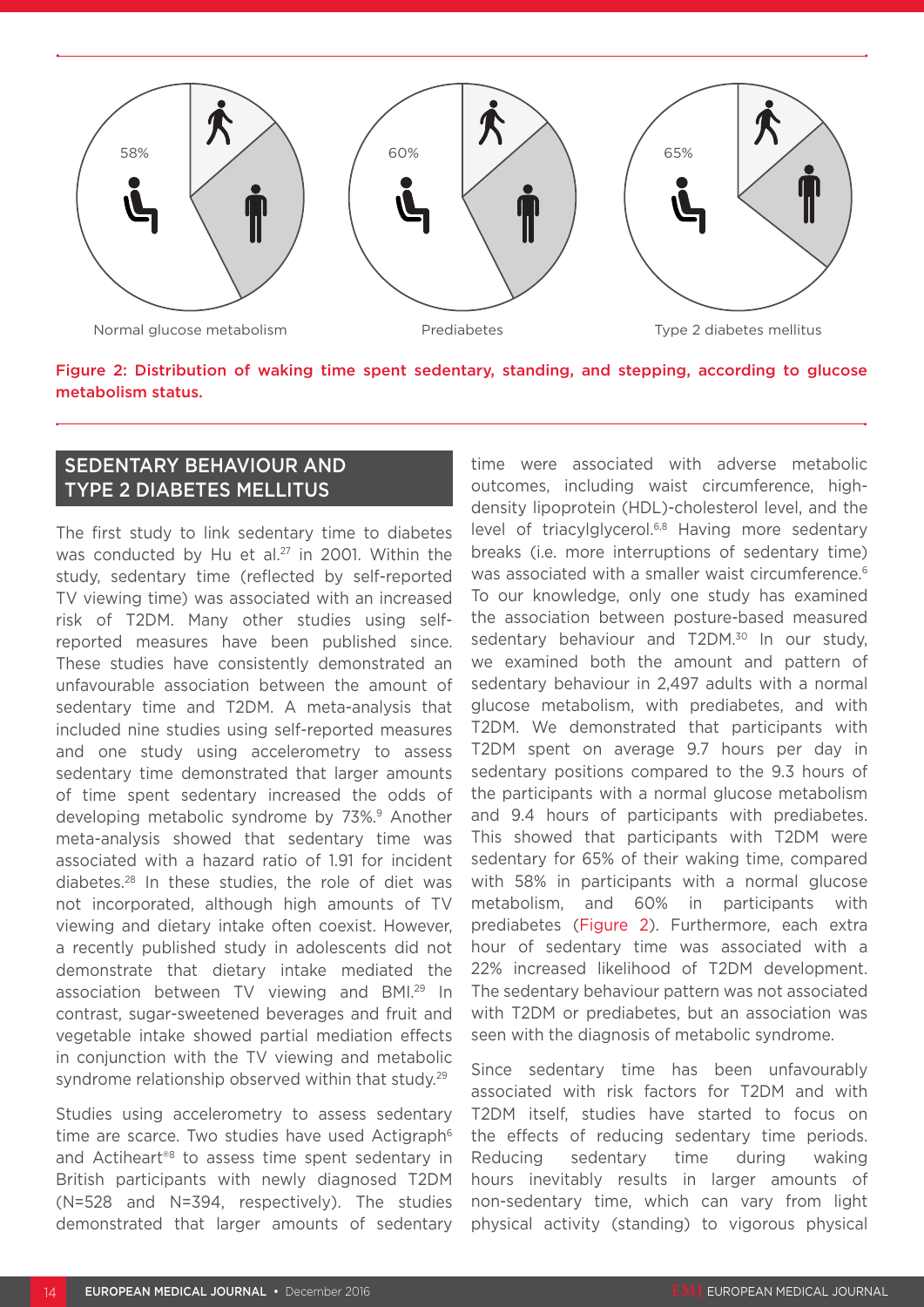58%

Normal glucose metabolism

60%

Prediabetes

65%

Type 2 diabetes mellitus

Figure 2: Distribution of waking time spent sedentary, standing, and stepping, according to glucose metabolism status.

## SEDENTARY BEHAVIOUR AND TYPE 2 DIABETES MELLITUS

The first study to link sedentary time to diabetes was conducted by Hu et al.[27] in 2001. Within the study, sedentary time (reflected by self-reported TV viewing time) was associated with an increased risk of T2DM. Many other studies using self-reported measures have been published since. These studies have consistently demonstrated an unfavourable association between the amount of sedentary time and T2DM. A meta-analysis that included nine studies using self-reported measures and one study using accelerometry to assess sedentary time demonstrated that larger amounts of time spent sedentary increased the odds of developing metabolic syndrome by 73%.[9] Another meta-analysis showed that sedentary time was associated with a hazard ratio of 1.91 for incident diabetes.[28] In these studies, the role of diet was not incorporated, although high amounts of TV viewing and dietary intake often coexist. However, a recently published study in adolescents did not demonstrate that dietary intake mediated the association between TV viewing and BMI.[29] In contrast, sugar-sweetened beverages and fruit and vegetable intake showed partial mediation effects in conjunction with the TV viewing and metabolic syndrome relationship observed within that study.[29]

Studies using accelerometry to assess sedentary time are scarce. Two studies have used Actigraph[6] and Actiheart®[8] to assess time spent sedentary in British participants with newly diagnosed T2DM (N=528 and N=394, respectively). The studies demonstrated that larger amounts of sedentary time were associated with adverse metabolic outcomes, including waist circumference, high-density lipoprotein (HDL)-cholesterol level, and the level of triacylglycerol.[6,8] Having more sedentary breaks (i.e. more interruptions of sedentary time) was associated with a smaller waist circumference.[6] To our knowledge, only one study has examined the association between posture-based measured sedentary behaviour and T2DM.[30] In our study, we examined both the amount and pattern of sedentary behaviour in 2,497 adults with a normal glucose metabolism, with prediabetes, and with T2DM. We demonstrated that participants with T2DM spent on average 9.7 hours per day in sedentary positions compared to the 9.3 hours of the participants with a normal glucose metabolism and 9.4 hours of participants with prediabetes. This showed that participants with T2DM were sedentary for 65% of their waking time, compared with 58% in participants with a normal glucose metabolism, and 60% in participants with prediabetes (Figure 2). Furthermore, each extra hour of sedentary time was associated with a 22% increased likelihood of T2DM development. The sedentary behaviour pattern was not associated with T2DM or prediabetes, but an association was seen with the diagnosis of metabolic syndrome.

Since sedentary time has been unfavourably associated with risk factors for T2DM and with T2DM itself, studies have started to focus on the effects of reducing sedentary time periods. Reducing sedentary time during waking hours inevitably results in larger amounts of non-sedentary time, which can vary from light physical activity (standing) to vigorous physical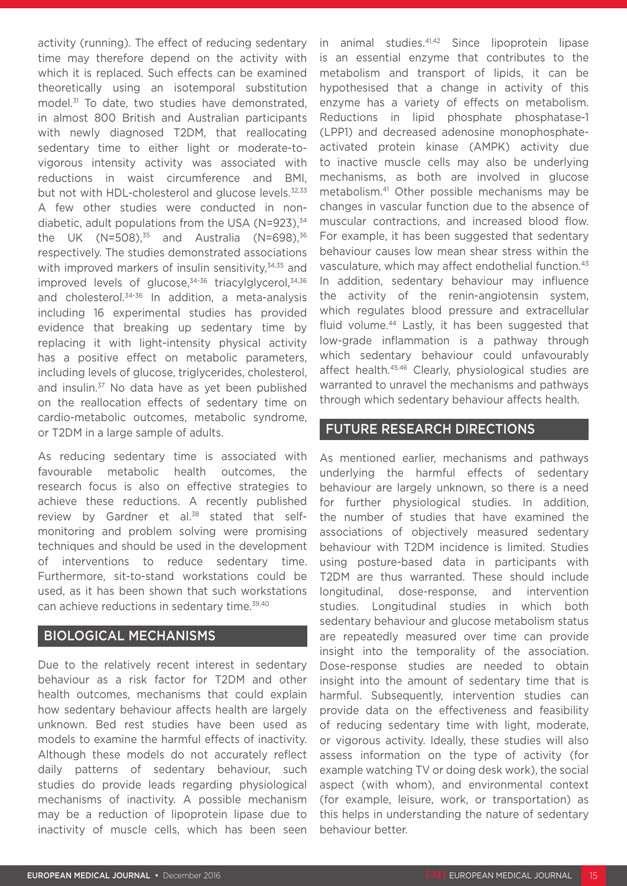activity (running). The effect of reducing sedentary time may therefore depend on the activity with which it is replaced. Such effects can be examined theoretically using an isotemporal substitution model.[31] To date, two studies have demonstrated, in almost 800 British and Australian participants with newly diagnosed T2DM, that reallocating sedentary time to either light or moderate-to-vigorous intensity activity was associated with reductions in waist circumference and BMI, but not with HDL-cholesterol and glucose levels.[32,33] A few other studies were conducted in non-diabetic, adult populations from the USA (N=923),[34] the UK (N=508),[35] and Australia (N=698),[36] respectively. The studies demonstrated associations with improved markers of insulin sensitivity,[34,35] and improved levels of glucose,[34-36] triacylglycerol,[34,36] and cholesterol.[34-36] In addition, a meta-analysis including 16 experimental studies has provided evidence that breaking up sedentary time by replacing it with light-intensity physical activity has a positive effect on metabolic parameters, including levels of glucose, triglycerides, cholesterol, and insulin.[37] No data have as yet been published on the reallocation effects of sedentary time on cardio-metabolic outcomes, metabolic syndrome, or T2DM in a large sample of adults.

As reducing sedentary time is associated with favourable metabolic health outcomes, the research focus is also on effective strategies to achieve these reductions. A recently published review by Gardner et al.[38] stated that self-monitoring and problem solving were promising techniques and should be used in the development of interventions to reduce sedentary time. Furthermore, sit-to-stand workstations could be used, as it has been shown that such workstations can achieve reductions in sedentary time.[39,40]

## BIOLOGICAL MECHANISMS

Due to the relatively recent interest in sedentary behaviour as a risk factor for T2DM and other health outcomes, mechanisms that could explain how sedentary behaviour affects health are largely unknown. Bed rest studies have been used as models to examine the harmful effects of inactivity. Although these models do not accurately reflect daily patterns of sedentary behaviour, such studies do provide leads regarding physiological mechanisms of inactivity. A possible mechanism may be a reduction of lipoprotein lipase due to inactivity of muscle cells, which has been seen in animal studies.[41,42] Since lipoprotein lipase is an essential enzyme that contributes to the metabolism and transport of lipids, it can be hypothesised that a change in activity of this enzyme has a variety of effects on metabolism. Reductions in lipid phosphate phosphatase-1 (LPP1) and decreased adenosine monophosphate-activated protein kinase (AMPK) activity due to inactive muscle cells may also be underlying mechanisms, as both are involved in glucose metabolism.[41] Other possible mechanisms may be changes in vascular function due to the absence of muscular contractions, and increased blood flow. For example, it has been suggested that sedentary behaviour causes low mean shear stress within the vasculature, which may affect endothelial function.[43] In addition, sedentary behaviour may influence the activity of the renin-angiotensin system, which regulates blood pressure and extracellular fluid volume.[44] Lastly, it has been suggested that low-grade inflammation is a pathway through which sedentary behaviour could unfavourably affect health.[45,46] Clearly, physiological studies are warranted to unravel the mechanisms and pathways through which sedentary behaviour affects health.

## FUTURE RESEARCH DIRECTIONS

As mentioned earlier, mechanisms and pathways underlying the harmful effects of sedentary behaviour are largely unknown, so there is a need for further physiological studies. In addition, the number of studies that have examined the associations of objectively measured sedentary behaviour with T2DM incidence is limited. Studies using posture-based data in participants with T2DM are thus warranted. These should include longitudinal, dose-response, and intervention studies. Longitudinal studies in which both sedentary behaviour and glucose metabolism status are repeatedly measured over time can provide insight into the temporality of the association. Dose-response studies are needed to obtain insight into the amount of sedentary time that is harmful. Subsequently, intervention studies can provide data on the effectiveness and feasibility of reducing sedentary time with light, moderate, or vigorous activity. Ideally, these studies will also assess information on the type of activity (for example watching TV or doing desk work), the social aspect (with whom), and environmental context (for example, leisure, work, or transportation) as this helps in understanding the nature of sedentary behaviour better.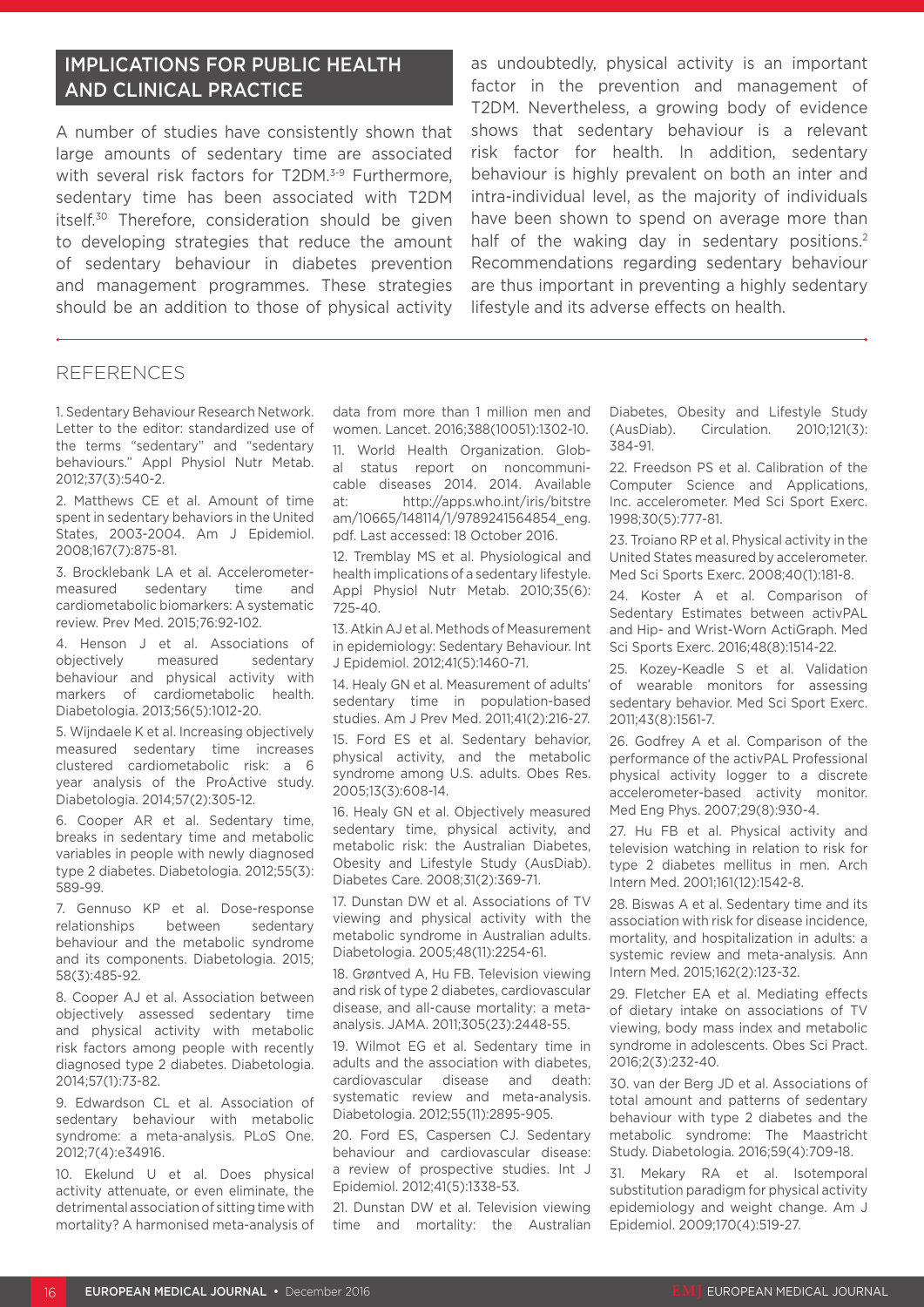## IMPLICATIONS FOR PUBLIC HEALTH AND CLINICAL PRACTICE

A number of studies have consistently shown that large amounts of sedentary time are associated with several risk factors for T2DM.[3-9] Furthermore, sedentary time has been associated with T2DM itself.[30] Therefore, consideration should be given to developing strategies that reduce the amount of sedentary behaviour in diabetes prevention and management programmes. These strategies should be an addition to those of physical activity as undoubtedly, physical activity is an important factor in the prevention and management of T2DM. Nevertheless, a growing body of evidence shows that sedentary behaviour is a relevant risk factor for health. In addition, sedentary behaviour is highly prevalent on both an inter and intra-individual level, as the majority of individuals have been shown to spend on average more than half of the waking day in sedentary positions.[2] Recommendations regarding sedentary behaviour are thus important in preventing a highly sedentary lifestyle and its adverse effects on health.

## REFERENCES

1. Sedentary Behaviour Research Network. Letter to the editor: standardized use of the terms "sedentary" and "sedentary behaviours." Appl Physiol Nutr Metab. 2012;37(3):540-2.

2. Matthews CE et al. Amount of time spent in sedentary behaviors in the United States, 2003-2004. Am J Epidemiol. 2008;167(7):875-81.

3. Brocklebank LA et al. Accelerometer-measured sedentary time and cardiometabolic biomarkers: A systematic review. Prev Med. 2015;76:92-102.

4. Henson J et al. Associations of objectively measured sedentary behaviour and physical activity with markers of cardiometabolic health. Diabetologia. 2013;56(5):1012-20.

5. Wijndaele K et al. Increasing objectively measured sedentary time increases clustered cardiometabolic risk: a 6 year analysis of the ProActive study. Diabetologia. 2014;57(2):305-12.

6. Cooper AR et al. Sedentary time, breaks in sedentary time and metabolic variables in people with newly diagnosed type 2 diabetes. Diabetologia. 2012;55(3): 589-99.

7. Gennuso KP et al. Dose-response relationships between sedentary behaviour and the metabolic syndrome and its components. Diabetologia. 2015; 58(3):485-92.

8. Cooper AJ et al. Association between objectively assessed sedentary time and physical activity with metabolic risk factors among people with recently diagnosed type 2 diabetes. Diabetologia. 2014;57(1):73-82.

9. Edwardson CL et al. Association of sedentary behaviour with metabolic syndrome: a meta-analysis. PLoS One. 2012;7(4):e34916.

10. Ekelund U et al. Does physical activity attenuate, or even eliminate, the detrimental association of sitting time with mortality? A harmonised meta-analysis of data from more than 1 million men and women. Lancet. 2016;388(10051):1302-10.

11. World Health Organization. Global status report on noncommunicable diseases 2014. 2014. Available at: http://apps.who.int/iris/bitstream/10665/148114/1/9789241564854_eng.pdf. Last accessed: 18 October 2016.

12. Tremblay MS et al. Physiological and health implications of a sedentary lifestyle. Appl Physiol Nutr Metab. 2010;35(6): 725-40.

13. Atkin AJ et al. Methods of Measurement in epidemiology: Sedentary Behaviour. Int J Epidemiol. 2012;41(5):1460-71.

14. Healy GN et al. Measurement of adults' sedentary time in population-based studies. Am J Prev Med. 2011;41(2):216-27.

15. Ford ES et al. Sedentary behavior, physical activity, and the metabolic syndrome among U.S. adults. Obes Res. 2005;13(3):608-14.

16. Healy GN et al. Objectively measured sedentary time, physical activity, and metabolic risk: the Australian Diabetes, Obesity and Lifestyle Study (AusDiab). Diabetes Care. 2008;31(2):369-71.

17. Dunstan DW et al. Associations of TV viewing and physical activity with the metabolic syndrome in Australian adults. Diabetologia. 2005;48(11):2254-61.

18. Grøntved A, Hu FB. Television viewing and risk of type 2 diabetes, cardiovascular disease, and all-cause mortality: a meta-analysis. JAMA. 2011;305(23):2448-55.

19. Wilmot EG et al. Sedentary time in adults and the association with diabetes, cardiovascular disease and death: systematic review and meta-analysis. Diabetologia. 2012;55(11):2895-905.

20. Ford ES, Caspersen CJ. Sedentary behaviour and cardiovascular disease: a review of prospective studies. Int J Epidemiol. 2012;41(5):1338-53.

21. Dunstan DW et al. Television viewing time and mortality: the Australian Diabetes, Obesity and Lifestyle Study (AusDiab). Circulation. 2010;121(3): 384-91.

22. Freedson PS et al. Calibration of the Computer Science and Applications, Inc. accelerometer. Med Sci Sport Exerc. 1998;30(5):777-81.

23. Troiano RP et al. Physical activity in the United States measured by accelerometer. Med Sci Sports Exerc. 2008;40(1):181-8.

24. Koster A et al. Comparison of Sedentary Estimates between activPAL and Hip- and Wrist-Worn ActiGraph. Med Sci Sports Exerc. 2016;48(8):1514-22.

25. Kozey-Keadle S et al. Validation of wearable monitors for assessing sedentary behavior. Med Sci Sport Exerc. 2011;43(8):1561-7.

26. Godfrey A et al. Comparison of the performance of the activPAL Professional physical activity logger to a discrete accelerometer-based activity monitor. Med Eng Phys. 2007;29(8):930-4.

27. Hu FB et al. Physical activity and television watching in relation to risk for type 2 diabetes mellitus in men. Arch Intern Med. 2001;161(12):1542-8.

28. Biswas A et al. Sedentary time and its association with risk for disease incidence, mortality, and hospitalization in adults: a systemic review and meta-analysis. Ann Intern Med. 2015;162(2):123-32.

29. Fletcher EA et al. Mediating effects of dietary intake on associations of TV viewing, body mass index and metabolic syndrome in adolescents. Obes Sci Pract. 2016;2(3):232-40.

30. van der Berg JD et al. Associations of total amount and patterns of sedentary behaviour with type 2 diabetes and the metabolic syndrome: The Maastricht Study. Diabetologia. 2016;59(4):709-18.

31. Mekary RA et al. Isotemporal substitution paradigm for physical activity epidemiology and weight change. Am J Epidemiol. 2009;170(4):519-27.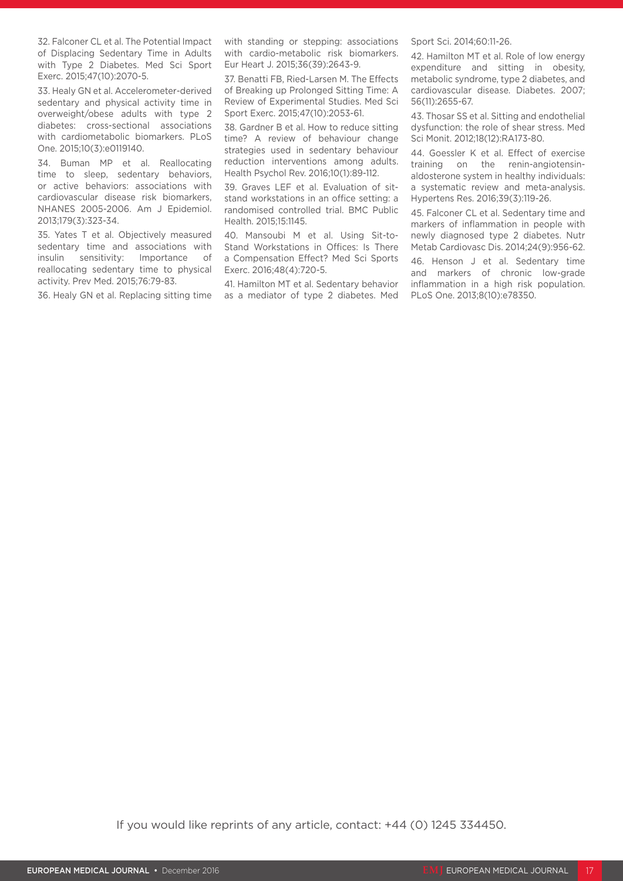32. Falconer CL et al. The Potential Impact of Displacing Sedentary Time in Adults with Type 2 Diabetes. Med Sci Sport Exerc. 2015;47(10):2070-5.

33. Healy GN et al. Accelerometer-derived sedentary and physical activity time in overweight/obese adults with type 2 diabetes: cross-sectional associations with cardiometabolic biomarkers. PLoS One. 2015;10(3):e0119140.

34. Buman MP et al. Reallocating time to sleep, sedentary behaviors, or active behaviors: associations with cardiovascular disease risk biomarkers, NHANES 2005-2006. Am J Epidemiol. 2013;179(3):323-34.

35. Yates T et al. Objectively measured sedentary time and associations with insulin sensitivity: Importance of reallocating sedentary time to physical activity. Prev Med. 2015;76:79-83.

36. Healy GN et al. Replacing sitting time with standing or stepping: associations with cardio-metabolic risk biomarkers. Eur Heart J. 2015;36(39):2643-9.

37. Benatti FB, Ried-Larsen M. The Effects of Breaking up Prolonged Sitting Time: A Review of Experimental Studies. Med Sci Sport Exerc. 2015;47(10):2053-61.

38. Gardner B et al. How to reduce sitting time? A review of behaviour change strategies used in sedentary behaviour reduction interventions among adults. Health Psychol Rev. 2016;10(1):89-112.

39. Graves LEF et al. Evaluation of sit-stand workstations in an office setting: a randomised controlled trial. BMC Public Health. 2015;15:1145.

40. Mansoubi M et al. Using Sit-to-Stand Workstations in Offices: Is There a Compensation Effect? Med Sci Sports Exerc. 2016;48(4):720-5.

41. Hamilton MT et al. Sedentary behavior as a mediator of type 2 diabetes. Med Sport Sci. 2014;60:11-26.

42. Hamilton MT et al. Role of low energy expenditure and sitting in obesity, metabolic syndrome, type 2 diabetes, and cardiovascular disease. Diabetes. 2007; 56(11):2655-67.

43. Thosar SS et al. Sitting and endothelial dysfunction: the role of shear stress. Med Sci Monit. 2012;18(12):RA173-80.

44. Goessler K et al. Effect of exercise training on the renin-angiotensin-aldosterone system in healthy individuals: a systematic review and meta-analysis. Hypertens Res. 2016;39(3):119-26.

45. Falconer CL et al. Sedentary time and markers of inflammation in people with newly diagnosed type 2 diabetes. Nutr Metab Cardiovasc Dis. 2014;24(9):956-62.

46. Henson J et al. Sedentary time and markers of chronic low-grade inflammation in a high risk population. PLoS One. 2013;8(10):e78350.

If you would like reprints of any article, contact: +44 (0) 1245 334450.